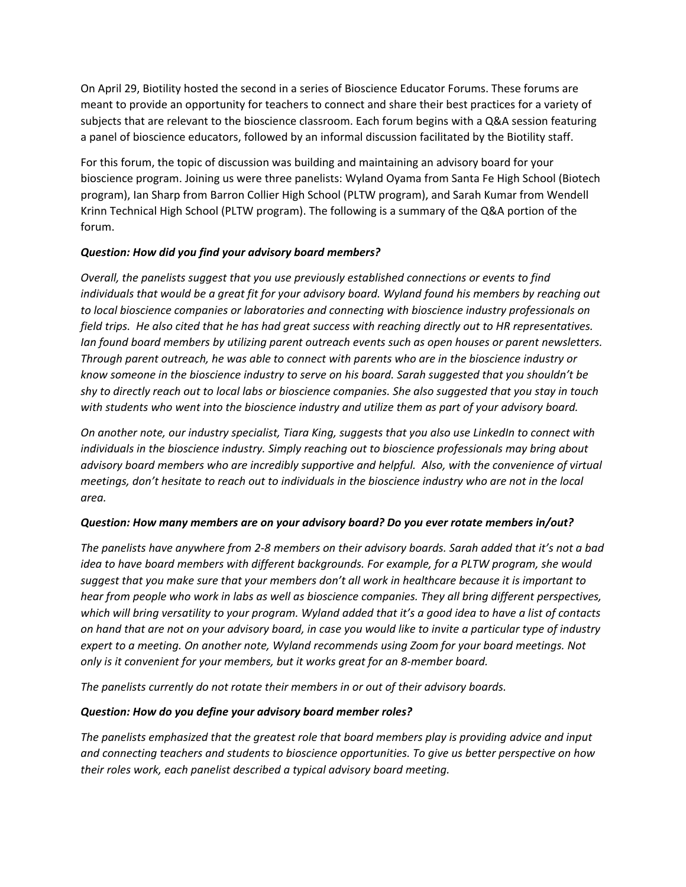On April 29, Biotility hosted the second in a series of Bioscience Educator Forums. These forums are meant to provide an opportunity for teachers to connect and share their best practices for a variety of subjects that are relevant to the bioscience classroom. Each forum begins with a Q&A session featuring a panel of bioscience educators, followed by an informal discussion facilitated by the Biotility staff.

For this forum, the topic of discussion was building and maintaining an advisory board for your bioscience program. Joining us were three panelists: Wyland Oyama from Santa Fe High School (Biotech program), Ian Sharp from Barron Collier High School (PLTW program), and Sarah Kumar from Wendell Krinn Technical High School (PLTW program). The following is a summary of the Q&A portion of the forum.

***Question: How did you find your advisory board members?***

*Overall, the panelists suggest that you use previously established connections or events to find individuals that would be a great fit for your advisory board. Wyland found his members by reaching out to local bioscience companies or laboratories and connecting with bioscience industry professionals on field trips. He also cited that he has had great success with reaching directly out to HR representatives. Ian found board members by utilizing parent outreach events such as open houses or parent newsletters. Through parent outreach, he was able to connect with parents who are in the bioscience industry or know someone in the bioscience industry to serve on his board. Sarah suggested that you shouldn't be shy to directly reach out to local labs or bioscience companies. She also suggested that you stay in touch with students who went into the bioscience industry and utilize them as part of your advisory board.*

*On another note, our industry specialist, Tiara King, suggests that you also use LinkedIn to connect with individuals in the bioscience industry. Simply reaching out to bioscience professionals may bring about advisory board members who are incredibly supportive and helpful. Also, with the convenience of virtual meetings, don't hesitate to reach out to individuals in the bioscience industry who are not in the local area.*

***Question: How many members are on your advisory board? Do you ever rotate members in/out?***

*The panelists have anywhere from 2-8 members on their advisory boards. Sarah added that it's not a bad idea to have board members with different backgrounds. For example, for a PLTW program, she would suggest that you make sure that your members don't all work in healthcare because it is important to hear from people who work in labs as well as bioscience companies. They all bring different perspectives, which will bring versatility to your program. Wyland added that it's a good idea to have a list of contacts on hand that are not on your advisory board, in case you would like to invite a particular type of industry expert to a meeting. On another note, Wyland recommends using Zoom for your board meetings. Not only is it convenient for your members, but it works great for an 8-member board.*

*The panelists currently do not rotate their members in or out of their advisory boards.*

***Question: How do you define your advisory board member roles?***

*The panelists emphasized that the greatest role that board members play is providing advice and input and connecting teachers and students to bioscience opportunities. To give us better perspective on how their roles work, each panelist described a typical advisory board meeting.*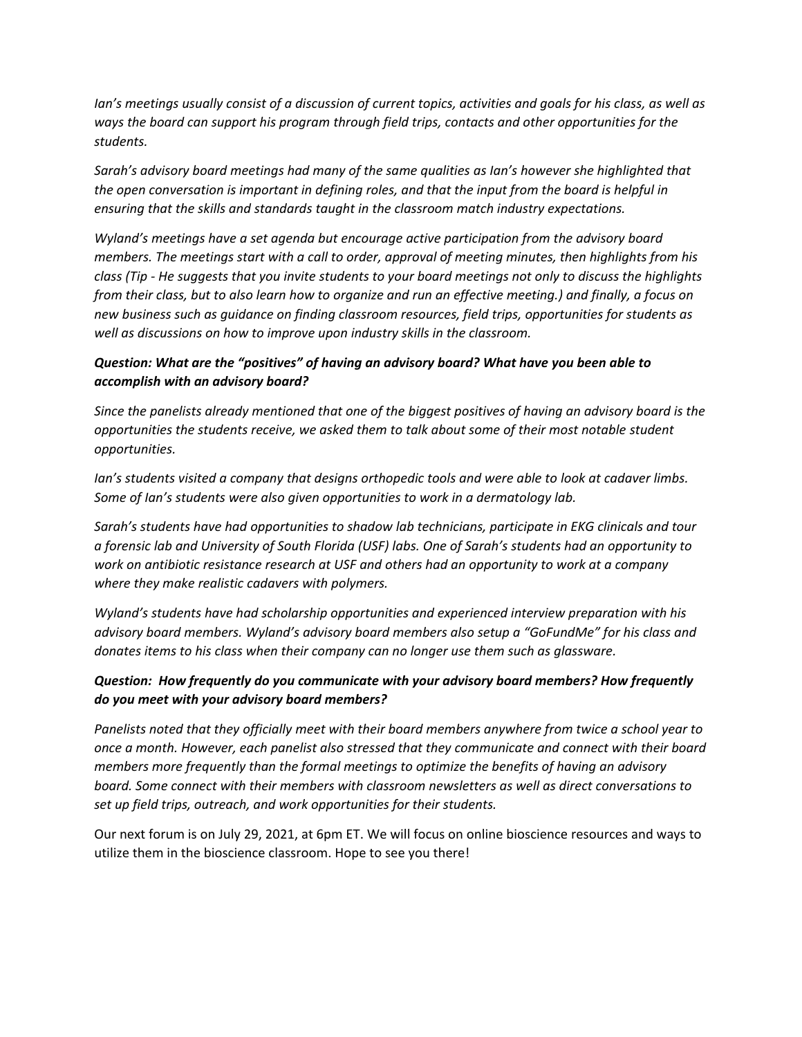*Ian's meetings usually consist of a discussion of current topics, activities and goals for his class, as well as ways the board can support his program through field trips, contacts and other opportunities for the students.*

*Sarah's advisory board meetings had many of the same qualities as Ian's however she highlighted that the open conversation is important in defining roles, and that the input from the board is helpful in ensuring that the skills and standards taught in the classroom match industry expectations.*

*Wyland's meetings have a set agenda but encourage active participation from the advisory board members. The meetings start with a call to order, approval of meeting minutes, then highlights from his class (Tip - He suggests that you invite students to your board meetings not only to discuss the highlights from their class, but to also learn how to organize and run an effective meeting.) and finally, a focus on new business such as guidance on finding classroom resources, field trips, opportunities for students as well as discussions on how to improve upon industry skills in the classroom.*

***Question: What are the "positives" of having an advisory board? What have you been able to accomplish with an advisory board?***

*Since the panelists already mentioned that one of the biggest positives of having an advisory board is the opportunities the students receive, we asked them to talk about some of their most notable student opportunities.*

*Ian's students visited a company that designs orthopedic tools and were able to look at cadaver limbs. Some of Ian's students were also given opportunities to work in a dermatology lab.*

*Sarah's students have had opportunities to shadow lab technicians, participate in EKG clinicals and tour a forensic lab and University of South Florida (USF) labs. One of Sarah's students had an opportunity to work on antibiotic resistance research at USF and others had an opportunity to work at a company where they make realistic cadavers with polymers.*

*Wyland's students have had scholarship opportunities and experienced interview preparation with his advisory board members. Wyland's advisory board members also setup a "GoFundMe" for his class and donates items to his class when their company can no longer use them such as glassware.*

***Question: How frequently do you communicate with your advisory board members? How frequently do you meet with your advisory board members?***

*Panelists noted that they officially meet with their board members anywhere from twice a school year to once a month. However, each panelist also stressed that they communicate and connect with their board members more frequently than the formal meetings to optimize the benefits of having an advisory board. Some connect with their members with classroom newsletters as well as direct conversations to set up field trips, outreach, and work opportunities for their students.*

Our next forum is on July 29, 2021, at 6pm ET. We will focus on online bioscience resources and ways to utilize them in the bioscience classroom. Hope to see you there!